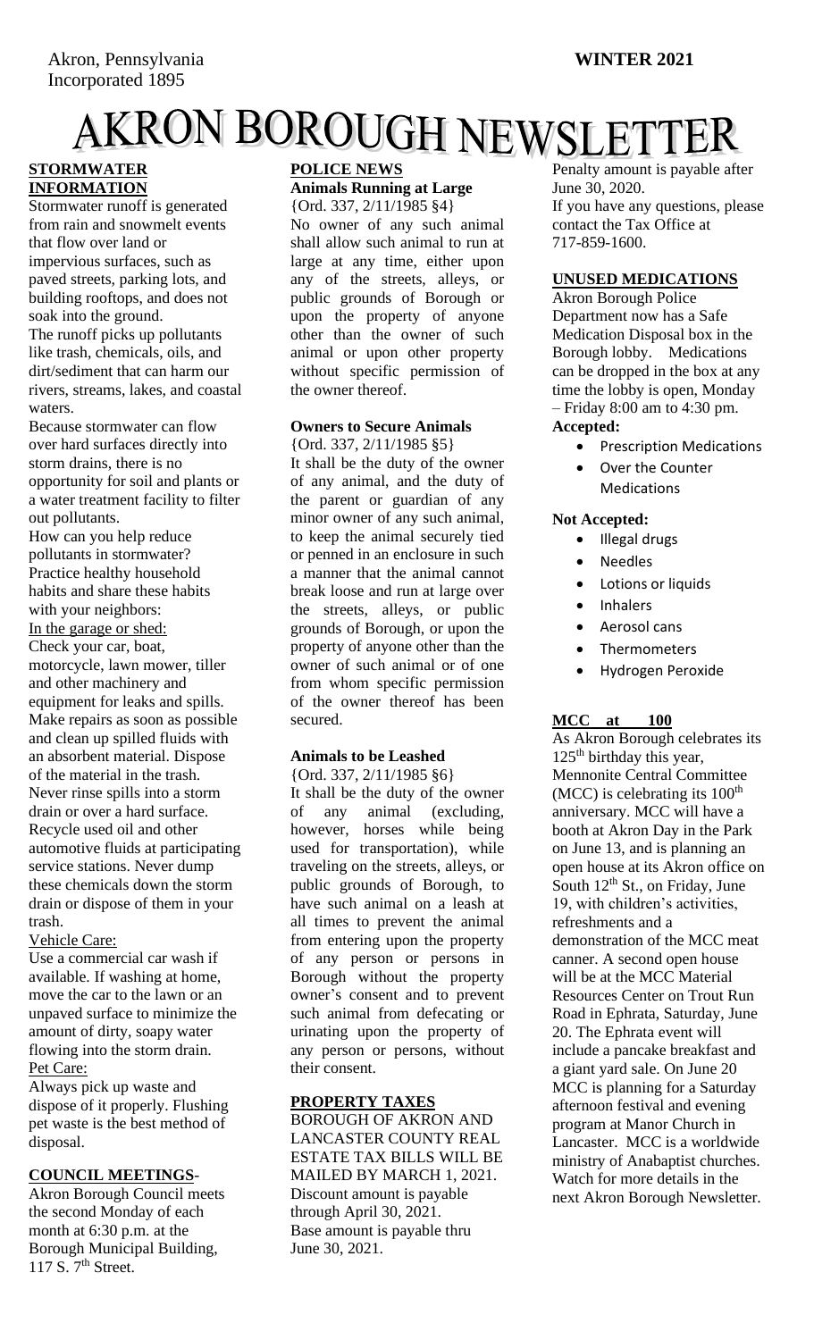Akron, Pennsylvania
Incorporated 1895

**WINTER 2021**

# AKRON BOROUGH NEWSLETTER

## STORMWATER INFORMATION

Stormwater runoff is generated from rain and snowmelt events that flow over land or impervious surfaces, such as paved streets, parking lots, and building rooftops, and does not soak into the ground.

The runoff picks up pollutants like trash, chemicals, oils, and dirt/sediment that can harm our rivers, streams, lakes, and coastal waters.

Because stormwater can flow over hard surfaces directly into storm drains, there is no opportunity for soil and plants or a water treatment facility to filter out pollutants.

How can you help reduce pollutants in stormwater? Practice healthy household habits and share these habits with your neighbors:

In the garage or shed:

Check your car, boat, motorcycle, lawn mower, tiller and other machinery and equipment for leaks and spills. Make repairs as soon as possible and clean up spilled fluids with an absorbent material. Dispose of the material in the trash. Never rinse spills into a storm drain or over a hard surface. Recycle used oil and other automotive fluids at participating service stations. Never dump these chemicals down the storm drain or dispose of them in your trash.

Vehicle Care:

Use a commercial car wash if available. If washing at home, move the car to the lawn or an unpaved surface to minimize the amount of dirty, soapy water flowing into the storm drain.

Pet Care:

Always pick up waste and dispose of it properly. Flushing pet waste is the best method of disposal.

## COUNCIL MEETINGS-

Akron Borough Council meets the second Monday of each month at 6:30 p.m. at the Borough Municipal Building, 117 S. 7th Street.

## POLICE NEWS

### Animals Running at Large

{Ord. 337, 2/11/1985 §4}

No owner of any such animal shall allow such animal to run at large at any time, either upon any of the streets, alleys, or public grounds of Borough or upon the property of anyone other than the owner of such animal or upon other property without specific permission of the owner thereof.

### Owners to Secure Animals

{Ord. 337, 2/11/1985 §5}

It shall be the duty of the owner of any animal, and the duty of the parent or guardian of any minor owner of any such animal, to keep the animal securely tied or penned in an enclosure in such a manner that the animal cannot break loose and run at large over the streets, alleys, or public grounds of Borough, or upon the property of anyone other than the owner of such animal or of one from whom specific permission of the owner thereof has been secured.

### Animals to be Leashed

{Ord. 337, 2/11/1985 §6}

It shall be the duty of the owner of any animal (excluding, however, horses while being used for transportation), while traveling on the streets, alleys, or public grounds of Borough, to have such animal on a leash at all times to prevent the animal from entering upon the property of any person or persons in Borough without the property owner's consent and to prevent such animal from defecating or urinating upon the property of any person or persons, without their consent.

## PROPERTY TAXES

BOROUGH OF AKRON AND LANCASTER COUNTY REAL ESTATE TAX BILLS WILL BE MAILED BY MARCH 1, 2021.

Discount amount is payable through April 30, 2021.

Base amount is payable thru June 30, 2021.

Penalty amount is payable after June 30, 2020.

If you have any questions, please contact the Tax Office at 717-859-1600.

## UNUSED MEDICATIONS

Akron Borough Police Department now has a Safe Medication Disposal box in the Borough lobby. Medications can be dropped in the box at any time the lobby is open, Monday – Friday 8:00 am to 4:30 pm.

**Accepted:**

- Prescription Medications
- Over the Counter Medications

**Not Accepted:**

- Illegal drugs
- Needles
- Lotions or liquids
- Inhalers
- Aerosol cans
- Thermometers
- Hydrogen Peroxide

## MCC at 100

As Akron Borough celebrates its 125th birthday this year, Mennonite Central Committee (MCC) is celebrating its 100th anniversary. MCC will have a booth at Akron Day in the Park on June 13, and is planning an open house at its Akron office on South 12th St., on Friday, June 19, with children's activities, refreshments and a demonstration of the MCC meat canner. A second open house will be at the MCC Material Resources Center on Trout Run Road in Ephrata, Saturday, June 20. The Ephrata event will include a pancake breakfast and a giant yard sale. On June 20 MCC is planning for a Saturday afternoon festival and evening program at Manor Church in Lancaster. MCC is a worldwide ministry of Anabaptist churches. Watch for more details in the next Akron Borough Newsletter.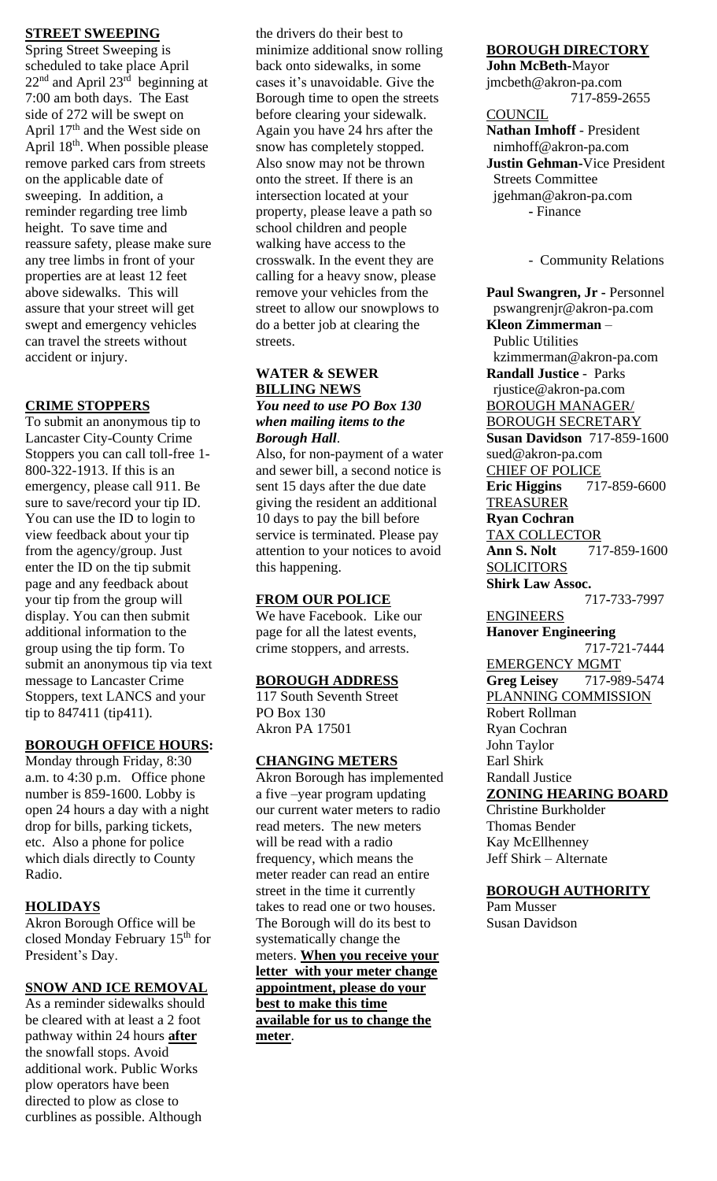## STREET SWEEPING

Spring Street Sweeping is scheduled to take place April 22nd and April 23rd beginning at 7:00 am both days. The East side of 272 will be swept on April 17th and the West side on April 18th. When possible please remove parked cars from streets on the applicable date of sweeping. In addition, a reminder regarding tree limb height. To save time and reassure safety, please make sure any tree limbs in front of your properties are at least 12 feet above sidewalks. This will assure that your street will get swept and emergency vehicles can travel the streets without accident or injury.

## CRIME STOPPERS

To submit an anonymous tip to Lancaster City-County Crime Stoppers you can call toll-free 1-800-322-1913. If this is an emergency, please call 911. Be sure to save/record your tip ID. You can use the ID to login to view feedback about your tip from the agency/group. Just enter the ID on the tip submit page and any feedback about your tip from the group will display. You can then submit additional information to the group using the tip form. To submit an anonymous tip via text message to Lancaster Crime Stoppers, text LANCS and your tip to 847411 (tip411).

## BOROUGH OFFICE HOURS:

Monday through Friday, 8:30 a.m. to 4:30 p.m. Office phone number is 859-1600. Lobby is open 24 hours a day with a night drop for bills, parking tickets, etc. Also a phone for police which dials directly to County Radio.

## HOLIDAYS

Akron Borough Office will be closed Monday February 15th for President's Day.

## SNOW AND ICE REMOVAL

As a reminder sidewalks should be cleared with at least a 2 foot pathway within 24 hours **after** the snowfall stops. Avoid additional work. Public Works plow operators have been directed to plow as close to curblines as possible. Although the drivers do their best to minimize additional snow rolling back onto sidewalks, in some cases it's unavoidable. Give the Borough time to open the streets before clearing your sidewalk. Again you have 24 hrs after the snow has completely stopped. Also snow may not be thrown onto the street. If there is an intersection located at your property, please leave a path so school children and people walking have access to the crosswalk. In the event they are calling for a heavy snow, please remove your vehicles from the street to allow our snowplows to do a better job at clearing the streets.

## WATER & SEWER BILLING NEWS

***You need to use PO Box 130 when mailing items to the Borough Hall*.**

Also, for non-payment of a water and sewer bill, a second notice is sent 15 days after the due date giving the resident an additional 10 days to pay the bill before service is terminated. Please pay attention to your notices to avoid this happening.

## FROM OUR POLICE

We have Facebook. Like our page for all the latest events, crime stoppers, and arrests.

## BOROUGH ADDRESS

117 South Seventh Street
PO Box 130
Akron PA 17501

## CHANGING METERS

Akron Borough has implemented a five –year program updating our current water meters to radio read meters. The new meters will be read with a radio frequency, which means the meter reader can read an entire street in the time it currently takes to read one or two houses. The Borough will do its best to systematically change the meters. **When you receive your letter with your meter change appointment, please do your best to make this time available for us to change the meter**.

## BOROUGH DIRECTORY

**John McBeth**-Mayor
jmcbeth@akron-pa.com
717-859-2655

COUNCIL

**Nathan Imhoff** - President
nimhoff@akron-pa.com

**Justin Gehman**-Vice President
Streets Committee
jgehman@akron-pa.com
- Finance

- Community Relations

**Paul Swangren, Jr** - Personnel
pswangrenjr@akron-pa.com

**Kleon Zimmerman** –
Public Utilities
kzimmerman@akron-pa.com

**Randall Justice** - Parks
rjustice@akron-pa.com

BOROUGH MANAGER/ BOROUGH SECRETARY
**Susan Davidson** 717-859-1600
sued@akron-pa.com

CHIEF OF POLICE
**Eric Higgins** 717-859-6600

TREASURER
**Ryan Cochran**

TAX COLLECTOR
**Ann S. Nolt** 717-859-1600

SOLICITORS
**Shirk Law Assoc.**
717-733-7997

ENGINEERS
**Hanover Engineering**
717-721-7444

EMERGENCY MGMT
**Greg Leisey** 717-989-5474

PLANNING COMMISSION
Robert Rollman
Ryan Cochran
John Taylor
Earl Shirk
Randall Justice

**ZONING HEARING BOARD**
Christine Burkholder
Thomas Bender
Kay McEllhenney
Jeff Shirk – Alternate

**BOROUGH AUTHORITY**
Pam Musser
Susan Davidson